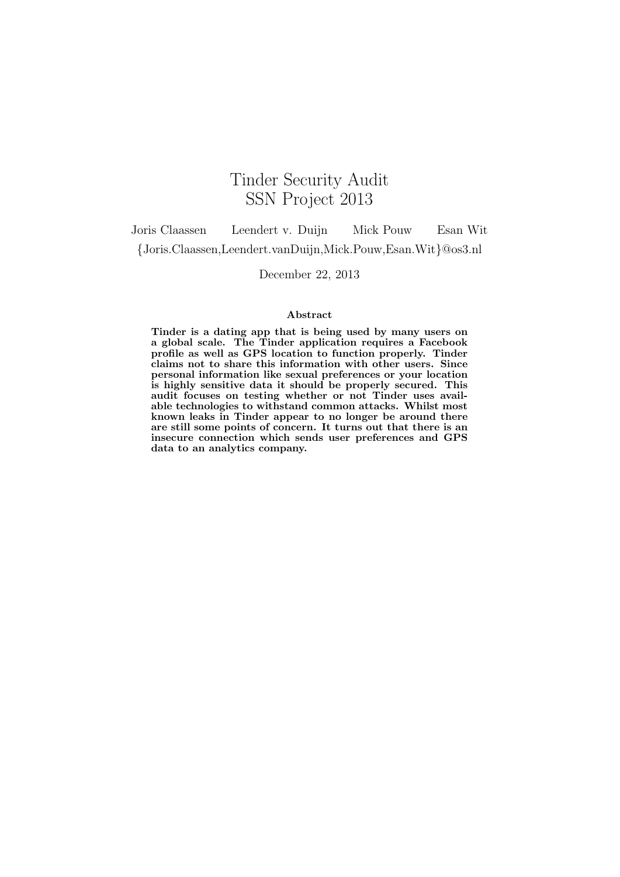# Tinder Security Audit
# SSN Project 2013

Joris Claassen    Leendert v. Duijn    Mick Pouw    Esan Wit

{Joris.Claassen,Leendert.vanDuijn,Mick.Pouw,Esan.Wit}@os3.nl

December 22, 2013

### Abstract

**Tinder is a dating app that is being used by many users on a global scale. The Tinder application requires a Facebook profile as well as GPS location to function properly. Tinder claims not to share this information with other users. Since personal information like sexual preferences or your location is highly sensitive data it should be properly secured. This audit focuses on testing whether or not Tinder uses available technologies to withstand common attacks. Whilst most known leaks in Tinder appear to no longer be around there are still some points of concern. It turns out that there is an insecure connection which sends user preferences and GPS data to an analytics company.**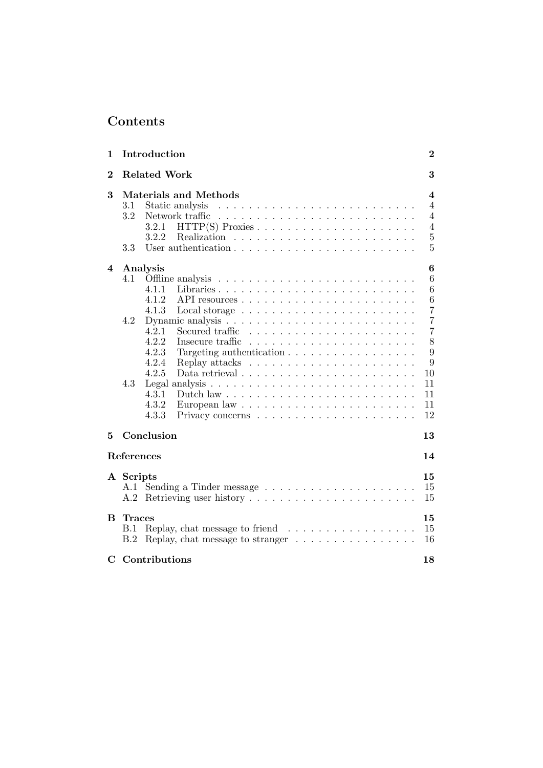# Contents

**1 Introduction** **2**

**2 Related Work** **3**

**3 Materials and Methods** **4**

- 3.1 Static analysis 4
- 3.2 Network traffic 4
  - 3.2.1 HTTP(S) Proxies 4
  - 3.2.2 Realization 5
- 3.3 User authentication 5

**4 Analysis** **6**

- 4.1 Offline analysis 6
  - 4.1.1 Libraries 6
  - 4.1.2 API resources 6
  - 4.1.3 Local storage 7
- 4.2 Dynamic analysis 7
  - 4.2.1 Secured traffic 7
  - 4.2.2 Insecure traffic 8
  - 4.2.3 Targeting authentication 9
  - 4.2.4 Replay attacks 9
  - 4.2.5 Data retrieval 10
- 4.3 Legal analysis 11
  - 4.3.1 Dutch law 11
  - 4.3.2 European law 11
  - 4.3.3 Privacy concerns 12

**5 Conclusion** **13**

**References** **14**

**A Scripts** **15**

- A.1 Sending a Tinder message 15
- A.2 Retrieving user history 15

**B Traces** **15**

- B.1 Replay, chat message to friend 15
- B.2 Replay, chat message to stranger 16

**C Contributions** **18**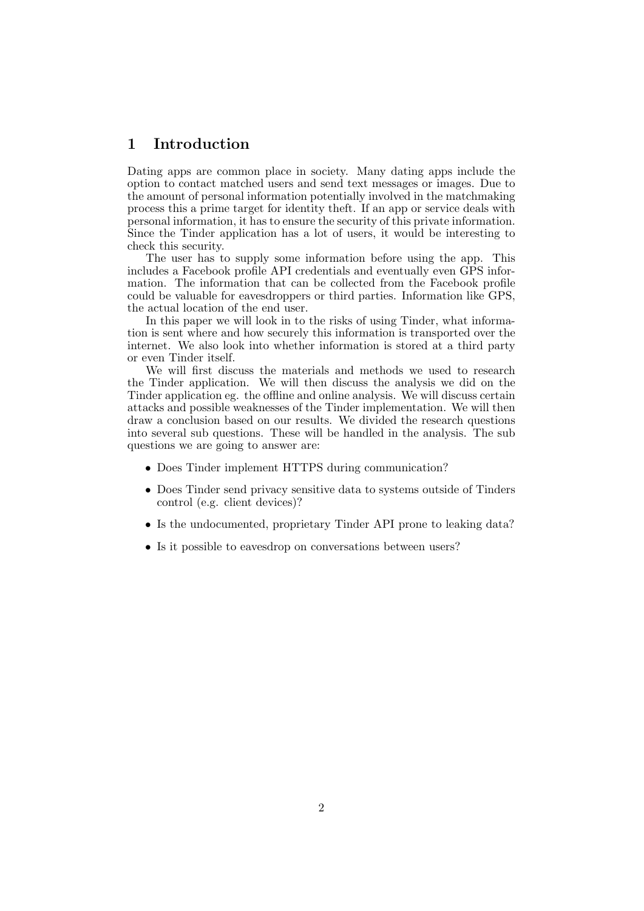# 1 Introduction

Dating apps are common place in society. Many dating apps include the option to contact matched users and send text messages or images. Due to the amount of personal information potentially involved in the matchmaking process this a prime target for identity theft. If an app or service deals with personal information, it has to ensure the security of this private information. Since the Tinder application has a lot of users, it would be interesting to check this security.

The user has to supply some information before using the app. This includes a Facebook profile API credentials and eventually even GPS information. The information that can be collected from the Facebook profile could be valuable for eavesdroppers or third parties. Information like GPS, the actual location of the end user.

In this paper we will look in to the risks of using Tinder, what information is sent where and how securely this information is transported over the internet. We also look into whether information is stored at a third party or even Tinder itself.

We will first discuss the materials and methods we used to research the Tinder application. We will then discuss the analysis we did on the Tinder application eg. the offline and online analysis. We will discuss certain attacks and possible weaknesses of the Tinder implementation. We will then draw a conclusion based on our results. We divided the research questions into several sub questions. These will be handled in the analysis. The sub questions we are going to answer are:

- Does Tinder implement HTTPS during communication?
- Does Tinder send privacy sensitive data to systems outside of Tinders control (e.g. client devices)?
- Is the undocumented, proprietary Tinder API prone to leaking data?
- Is it possible to eavesdrop on conversations between users?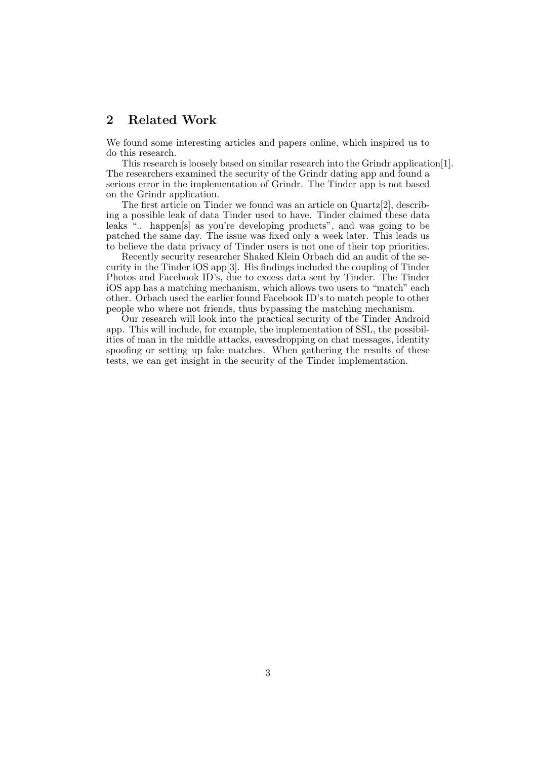## 2 Related Work

We found some interesting articles and papers online, which inspired us to do this research.

This research is loosely based on similar research into the Grindr application[1]. The researchers examined the security of the Grindr dating app and found a serious error in the implementation of Grindr. The Tinder app is not based on the Grindr application.

The first article on Tinder we found was an article on Quartz[2], describing a possible leak of data Tinder used to have. Tinder claimed these data leaks ".. happen[s] as you're developing products", and was going to be patched the same day. The issue was fixed only a week later. This leads us to believe the data privacy of Tinder users is not one of their top priorities.

Recently security researcher Shaked Klein Orbach did an audit of the security in the Tinder iOS app[3]. His findings included the coupling of Tinder Photos and Facebook ID's, due to excess data sent by Tinder. The Tinder iOS app has a matching mechanism, which allows two users to "match" each other. Orbach used the earlier found Facebook ID's to match people to other people who where not friends, thus bypassing the matching mechanism.

Our research will look into the practical security of the Tinder Android app. This will include, for example, the implementation of SSL, the possibilities of man in the middle attacks, eavesdropping on chat messages, identity spoofing or setting up fake matches. When gathering the results of these tests, we can get insight in the security of the Tinder implementation.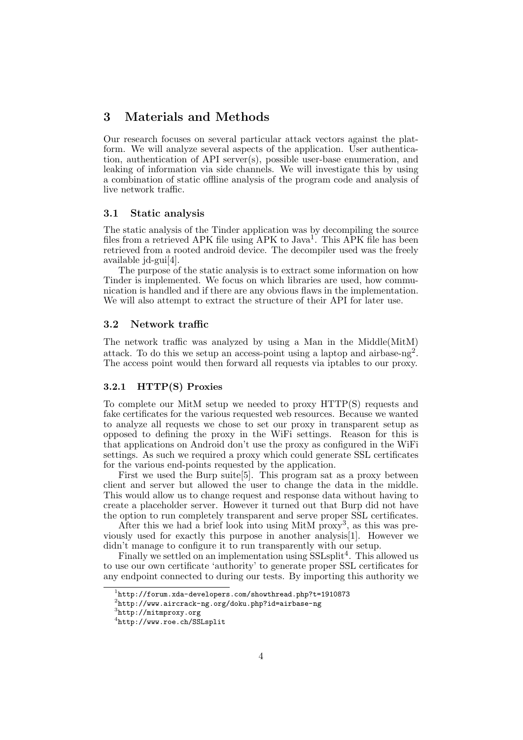# 3 Materials and Methods

Our research focuses on several particular attack vectors against the platform. We will analyze several aspects of the application. User authentication, authentication of API server(s), possible user-base enumeration, and leaking of information via side channels. We will investigate this by using a combination of static offline analysis of the program code and analysis of live network traffic.

## 3.1 Static analysis

The static analysis of the Tinder application was by decompiling the source files from a retrieved APK file using APK to Java[1]. This APK file has been retrieved from a rooted android device. The decompiler used was the freely available jd-gui[4].

The purpose of the static analysis is to extract some information on how Tinder is implemented. We focus on which libraries are used, how communication is handled and if there are any obvious flaws in the implementation. We will also attempt to extract the structure of their API for later use.

## 3.2 Network traffic

The network traffic was analyzed by using a Man in the Middle(MitM) attack. To do this we setup an access-point using a laptop and airbase-ng[2]. The access point would then forward all requests via iptables to our proxy.

### 3.2.1 HTTP(S) Proxies

To complete our MitM setup we needed to proxy HTTP(S) requests and fake certificates for the various requested web resources. Because we wanted to analyze all requests we chose to set our proxy in transparent setup as opposed to defining the proxy in the WiFi settings. Reason for this is that applications on Android don't use the proxy as configured in the WiFi settings. As such we required a proxy which could generate SSL certificates for the various end-points requested by the application.

First we used the Burp suite[5]. This program sat as a proxy between client and server but allowed the user to change the data in the middle. This would allow us to change request and response data without having to create a placeholder server. However it turned out that Burp did not have the option to run completely transparent and serve proper SSL certificates.

After this we had a brief look into using MitM proxy[3], as this was previously used for exactly this purpose in another analysis[1]. However we didn't manage to configure it to run transparently with our setup.

Finally we settled on an implementation using SSLsplit[4]. This allowed us to use our own certificate 'authority' to generate proper SSL certificates for any endpoint connected to during our tests. By importing this authority we

[1] http://forum.xda-developers.com/showthread.php?t=1910873

[2] http://www.aircrack-ng.org/doku.php?id=airbase-ng

[3] http://mitmproxy.org

[4] http://www.roe.ch/SSLsplit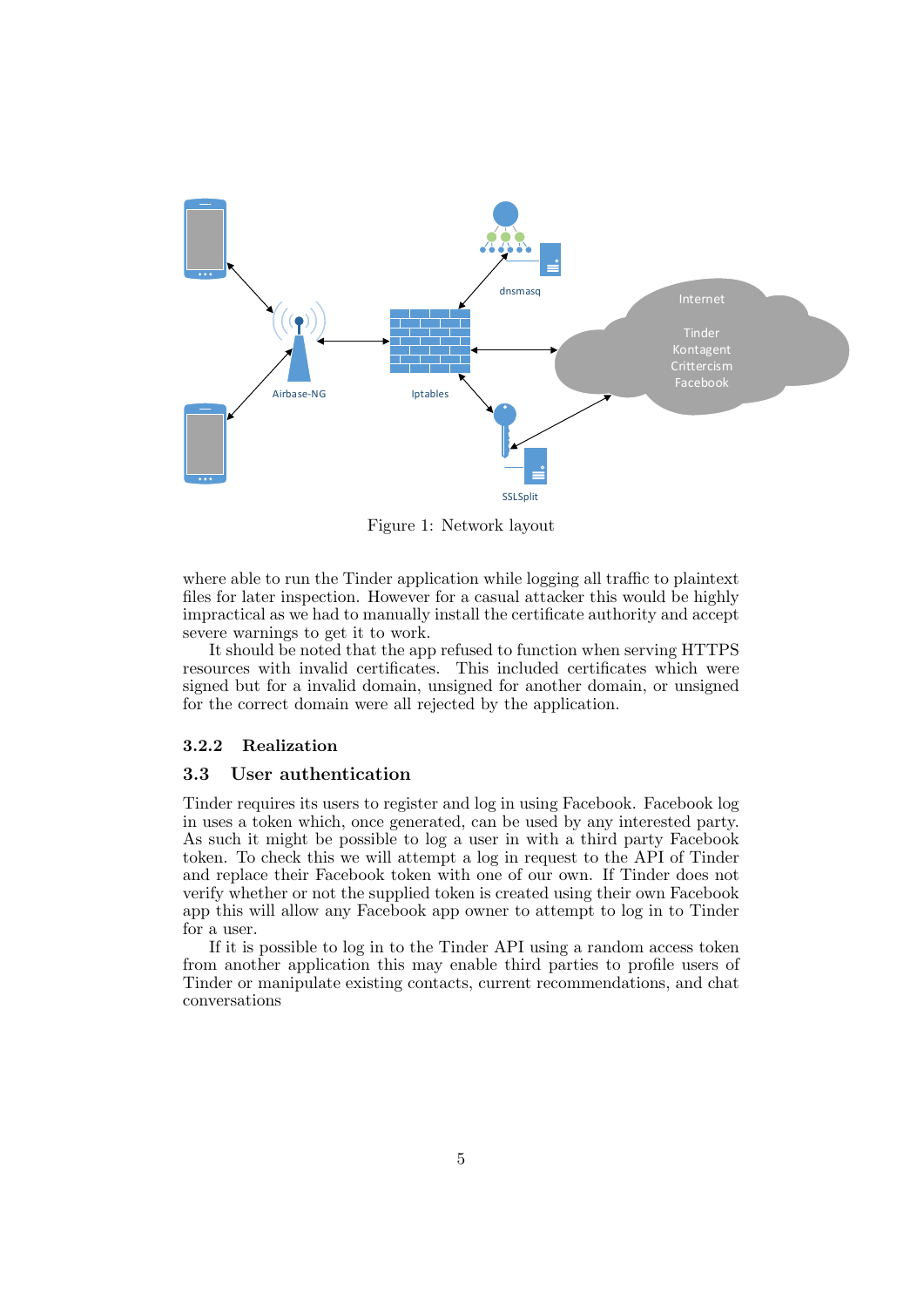Figure 1: Network layout

where able to run the Tinder application while logging all traffic to plaintext files for later inspection. However for a casual attacker this would be highly impractical as we had to manually install the certificate authority and accept severe warnings to get it to work.

It should be noted that the app refused to function when serving HTTPS resources with invalid certificates. This included certificates which were signed but for a invalid domain, unsigned for another domain, or unsigned for the correct domain were all rejected by the application.

#### 3.2.2 Realization

### 3.3 User authentication

Tinder requires its users to register and log in using Facebook. Facebook log in uses a token which, once generated, can be used by any interested party. As such it might be possible to log a user in with a third party Facebook token. To check this we will attempt a log in request to the API of Tinder and replace their Facebook token with one of our own. If Tinder does not verify whether or not the supplied token is created using their own Facebook app this will allow any Facebook app owner to attempt to log in to Tinder for a user.

If it is possible to log in to the Tinder API using a random access token from another application this may enable third parties to profile users of Tinder or manipulate existing contacts, current recommendations, and chat conversations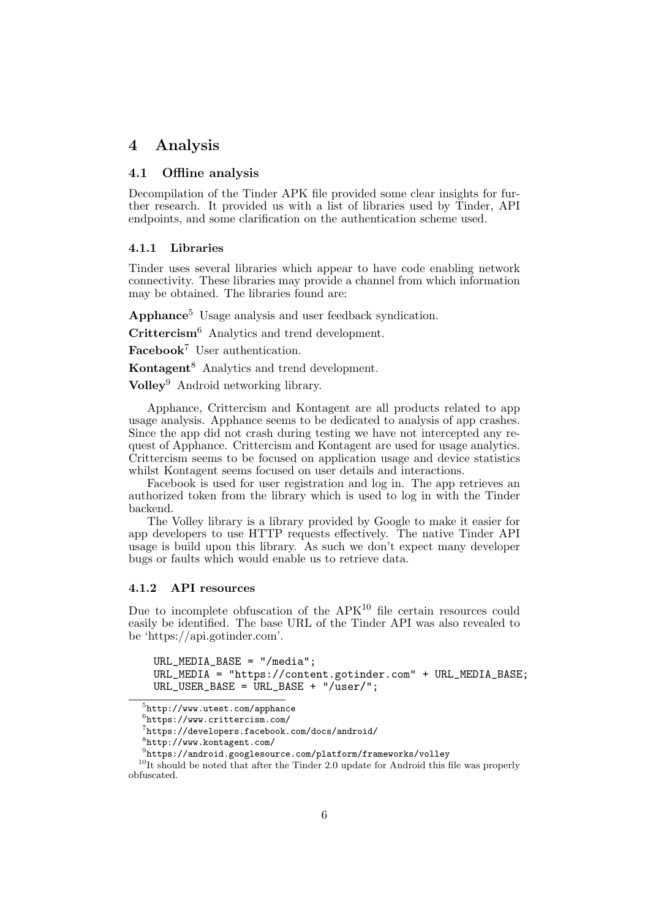# 4 Analysis

## 4.1 Offline analysis

Decompilation of the Tinder APK file provided some clear insights for further research. It provided us with a list of libraries used by Tinder, API endpoints, and some clarification on the authentication scheme used.

### 4.1.1 Libraries

Tinder uses several libraries which appear to have code enabling network connectivity. These libraries may provide a channel from which information may be obtained. The libraries found are:

**Apphance**[5] Usage analysis and user feedback syndication.

**Crittercism**[6] Analytics and trend development.

**Facebook**[7] User authentication.

**Kontagent**[8] Analytics and trend development.

**Volley**[9] Android networking library.

Apphance, Crittercism and Kontagent are all products related to app usage analysis. Apphance seems to be dedicated to analysis of app crashes. Since the app did not crash during testing we have not intercepted any request of Apphance. Crittercism and Kontagent are used for usage analytics. Crittercism seems to be focused on application usage and device statistics whilst Kontagent seems focused on user details and interactions.

Facebook is used for user registration and log in. The app retrieves an authorized token from the library which is used to log in with the Tinder backend.

The Volley library is a library provided by Google to make it easier for app developers to use HTTP requests effectively. The native Tinder API usage is build upon this library. As such we don't expect many developer bugs or faults which would enable us to retrieve data.

### 4.1.2 API resources

Due to incomplete obfuscation of the APK[10] file certain resources could easily be identified. The base URL of the Tinder API was also revealed to be 'https://api.gotinder.com'.

```
URL_MEDIA_BASE = "/media";
URL_MEDIA = "https://content.gotinder.com" + URL_MEDIA_BASE;
URL_USER_BASE = URL_BASE + "/user/";
```

[5] http://www.utest.com/apphance

[6] https://www.crittercism.com/

[7] https://developers.facebook.com/docs/android/

[8] http://www.kontagent.com/

[9] https://android.googlesource.com/platform/frameworks/volley

[10] It should be noted that after the Tinder 2.0 update for Android this file was properly obfuscated.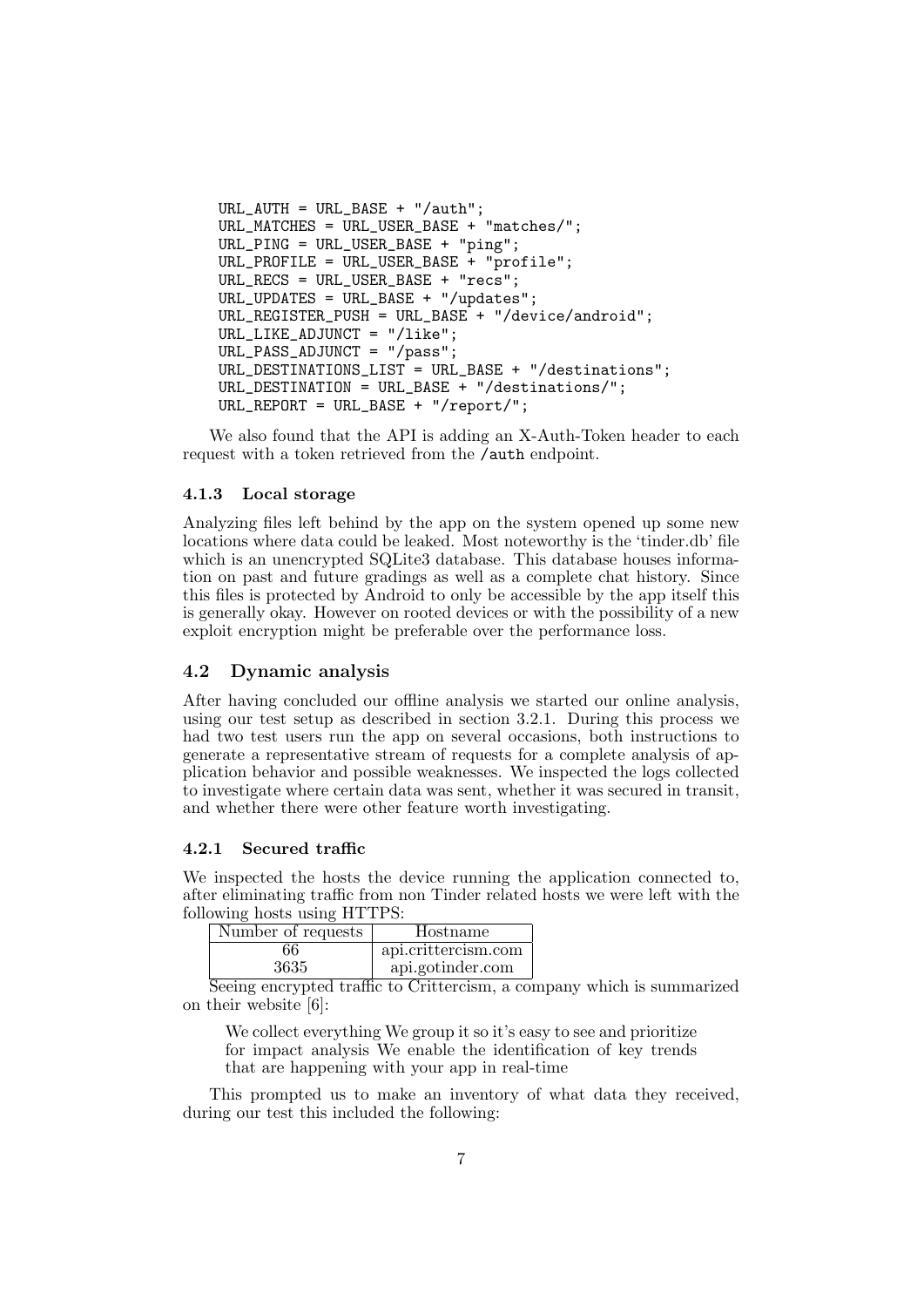```
URL_AUTH = URL_BASE + "/auth";
URL_MATCHES = URL_USER_BASE + "matches/";
URL_PING = URL_USER_BASE + "ping";
URL_PROFILE = URL_USER_BASE + "profile";
URL_RECS = URL_USER_BASE + "recs";
URL_UPDATES = URL_BASE + "/updates";
URL_REGISTER_PUSH = URL_BASE + "/device/android";
URL_LIKE_ADJUNCT = "/like";
URL_PASS_ADJUNCT = "/pass";
URL_DESTINATIONS_LIST = URL_BASE + "/destinations";
URL_DESTINATION = URL_BASE + "/destinations/";
URL_REPORT = URL_BASE + "/report/";
```

We also found that the API is adding an X-Auth-Token header to each request with a token retrieved from the `/auth` endpoint.

#### 4.1.3 Local storage

Analyzing files left behind by the app on the system opened up some new locations where data could be leaked. Most noteworthy is the 'tinder.db' file which is an unencrypted SQLite3 database. This database houses information on past and future gradings as well as a complete chat history. Since this files is protected by Android to only be accessible by the app itself this is generally okay. However on rooted devices or with the possibility of a new exploit encryption might be preferable over the performance loss.

### 4.2 Dynamic analysis

After having concluded our offline analysis we started our online analysis, using our test setup as described in section 3.2.1. During this process we had two test users run the app on several occasions, both instructions to generate a representative stream of requests for a complete analysis of application behavior and possible weaknesses. We inspected the logs collected to investigate where certain data was sent, whether it was secured in transit, and whether there were other feature worth investigating.

#### 4.2.1 Secured traffic

We inspected the hosts the device running the application connected to, after eliminating traffic from non Tinder related hosts we were left with the following hosts using HTTPS:

| Number of requests | Hostname |
|---|---|
| 66 | api.crittercism.com |
| 3635 | api.gotinder.com |

Seeing encrypted traffic to Crittercism, a company which is summarized on their website [6]:

> We collect everything We group it so it's easy to see and prioritize for impact analysis We enable the identification of key trends that are happening with your app in real-time

This prompted us to make an inventory of what data they received, during our test this included the following: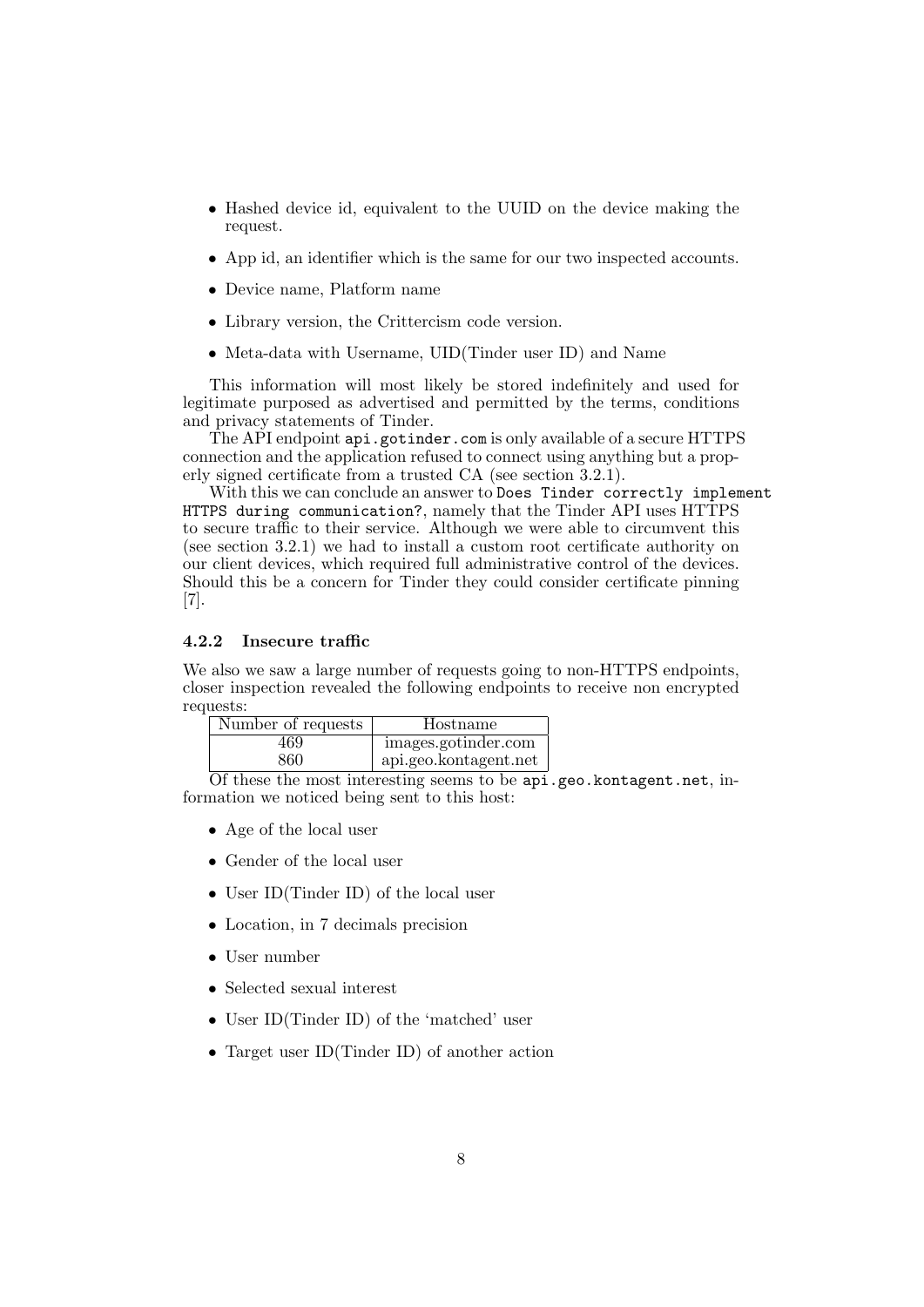- Hashed device id, equivalent to the UUID on the device making the request.
- App id, an identifier which is the same for our two inspected accounts.
- Device name, Platform name
- Library version, the Crittercism code version.
- Meta-data with Username, UID(Tinder user ID) and Name

This information will most likely be stored indefinitely and used for legitimate purposed as advertised and permitted by the terms, conditions and privacy statements of Tinder.

The API endpoint `api.gotinder.com` is only available of a secure HTTPS connection and the application refused to connect using anything but a properly signed certificate from a trusted CA (see section 3.2.1).

With this we can conclude an answer to `Does Tinder correctly implement HTTPS during communication?`, namely that the Tinder API uses HTTPS to secure traffic to their service. Although we were able to circumvent this (see section 3.2.1) we had to install a custom root certificate authority on our client devices, which required full administrative control of the devices. Should this be a concern for Tinder they could consider certificate pinning [7].

#### 4.2.2 Insecure traffic

We also we saw a large number of requests going to non-HTTPS endpoints, closer inspection revealed the following endpoints to receive non encrypted requests:

| Number of requests | Hostname |
|---|---|
| 469 | images.gotinder.com |
| 860 | api.geo.kontagent.net |

Of these the most interesting seems to be `api.geo.kontagent.net`, information we noticed being sent to this host:

- Age of the local user
- Gender of the local user
- User ID(Tinder ID) of the local user
- Location, in 7 decimals precision
- User number
- Selected sexual interest
- User ID(Tinder ID) of the 'matched' user
- Target user ID(Tinder ID) of another action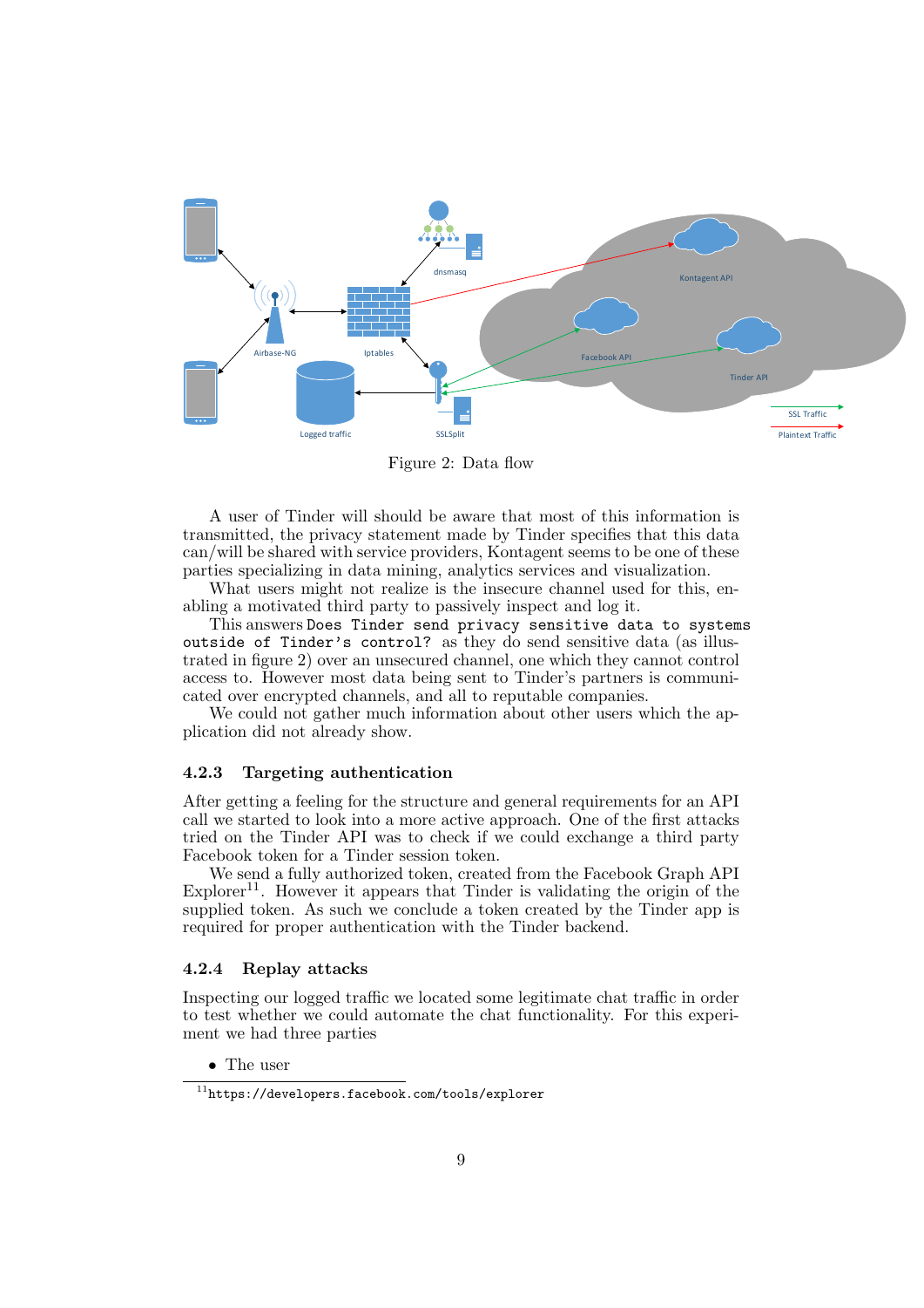Figure 2: Data flow

A user of Tinder will should be aware that most of this information is transmitted, the privacy statement made by Tinder specifies that this data can/will be shared with service providers, Kontagent seems to be one of these parties specializing in data mining, analytics services and visualization.

What users might not realize is the insecure channel used for this, enabling a motivated third party to passively inspect and log it.

This answers `Does Tinder send privacy sensitive data to systems outside of Tinder's control?` as they do send sensitive data (as illustrated in figure 2) over an unsecured channel, one which they cannot control access to. However most data being sent to Tinder's partners is communicated over encrypted channels, and all to reputable companies.

We could not gather much information about other users which the application did not already show.

### 4.2.3 Targeting authentication

After getting a feeling for the structure and general requirements for an API call we started to look into a more active approach. One of the first attacks tried on the Tinder API was to check if we could exchange a third party Facebook token for a Tinder session token.

We send a fully authorized token, created from the Facebook Graph API Explorer[11]. However it appears that Tinder is validating the origin of the supplied token. As such we conclude a token created by the Tinder app is required for proper authentication with the Tinder backend.

### 4.2.4 Replay attacks

Inspecting our logged traffic we located some legitimate chat traffic in order to test whether we could automate the chat functionality. For this experiment we had three parties

- The user

[11] `https://developers.facebook.com/tools/explorer`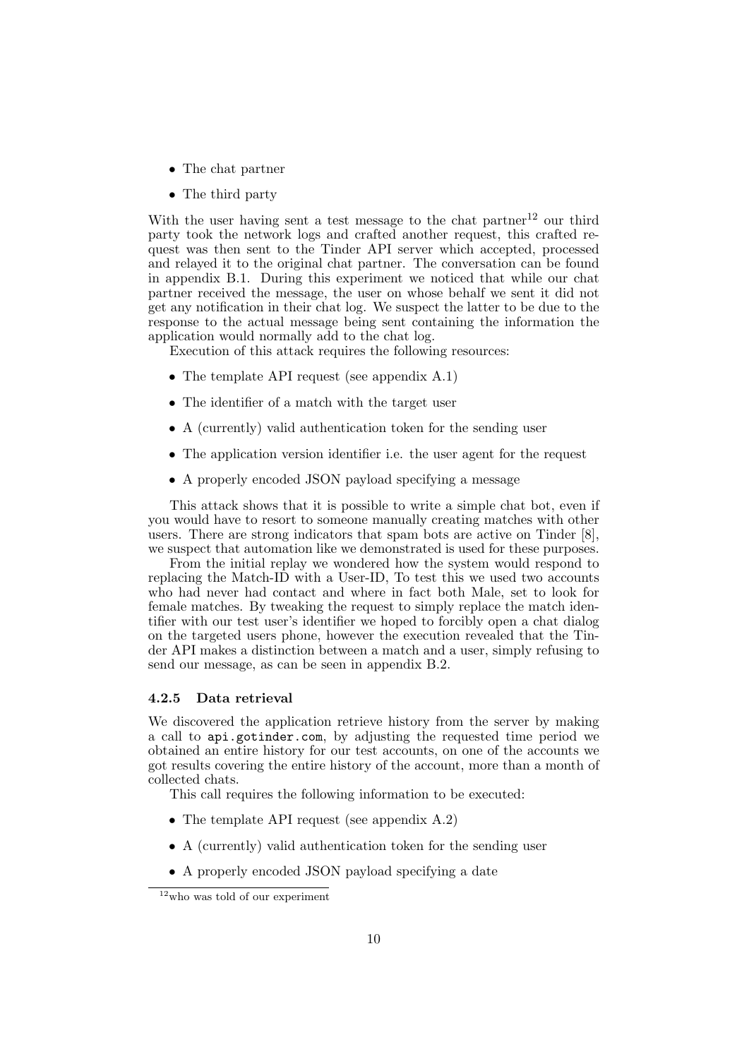- The chat partner
- The third party

With the user having sent a test message to the chat partner[12] our third party took the network logs and crafted another request, this crafted request was then sent to the Tinder API server which accepted, processed and relayed it to the original chat partner. The conversation can be found in appendix B.1. During this experiment we noticed that while our chat partner received the message, the user on whose behalf we sent it did not get any notification in their chat log. We suspect the latter to be due to the response to the actual message being sent containing the information the application would normally add to the chat log.

Execution of this attack requires the following resources:

- The template API request (see appendix A.1)
- The identifier of a match with the target user
- A (currently) valid authentication token for the sending user
- The application version identifier i.e. the user agent for the request
- A properly encoded JSON payload specifying a message

This attack shows that it is possible to write a simple chat bot, even if you would have to resort to someone manually creating matches with other users. There are strong indicators that spam bots are active on Tinder [8], we suspect that automation like we demonstrated is used for these purposes.

From the initial replay we wondered how the system would respond to replacing the Match-ID with a User-ID, To test this we used two accounts who had never had contact and where in fact both Male, set to look for female matches. By tweaking the request to simply replace the match identifier with our test user's identifier we hoped to forcibly open a chat dialog on the targeted users phone, however the execution revealed that the Tinder API makes a distinction between a match and a user, simply refusing to send our message, as can be seen in appendix B.2.

#### 4.2.5 Data retrieval

We discovered the application retrieve history from the server by making a call to `api.gotinder.com`, by adjusting the requested time period we obtained an entire history for our test accounts, on one of the accounts we got results covering the entire history of the account, more than a month of collected chats.

This call requires the following information to be executed:

- The template API request (see appendix A.2)
- A (currently) valid authentication token for the sending user
- A properly encoded JSON payload specifying a date

[12] who was told of our experiment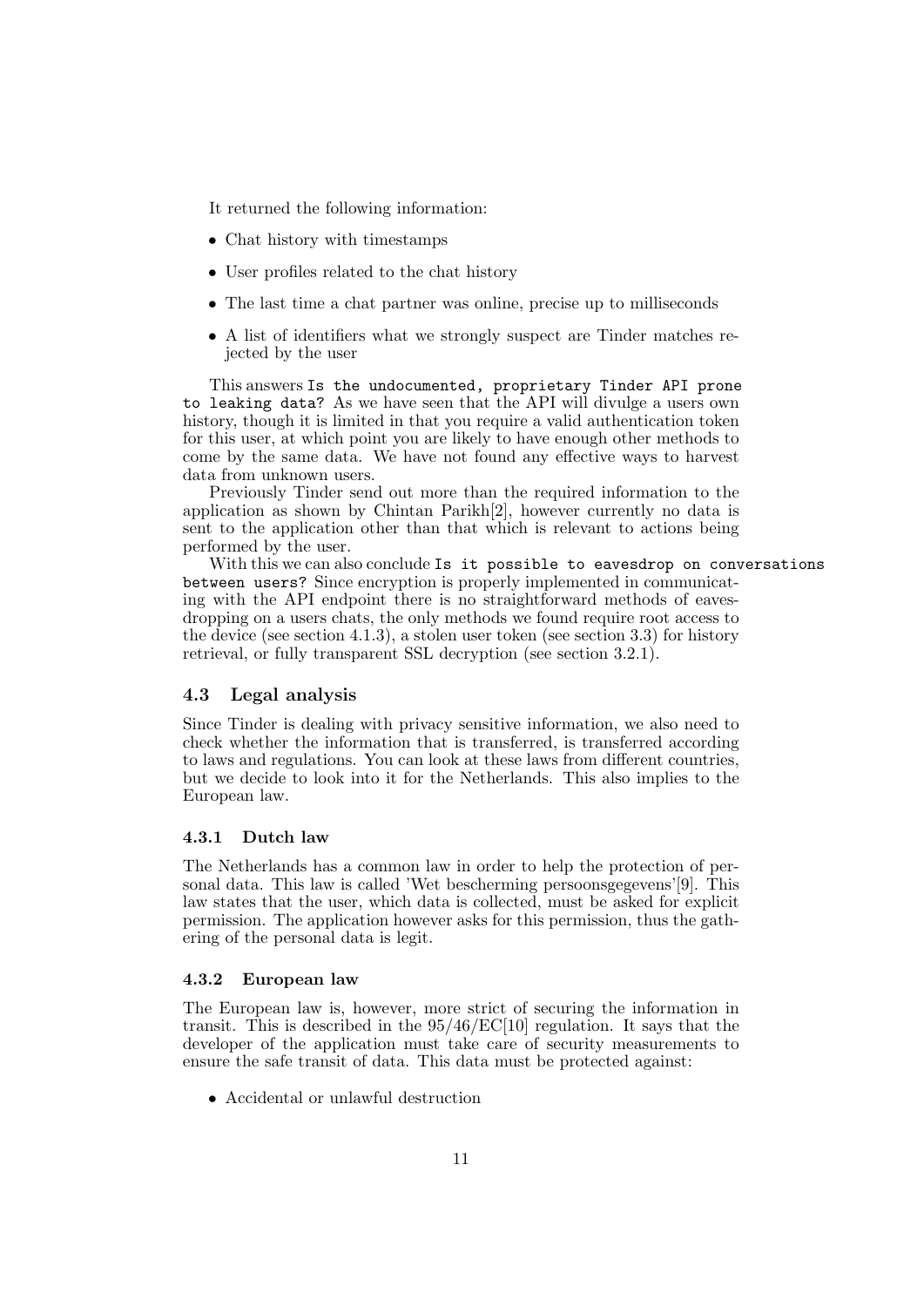It returned the following information:

- Chat history with timestamps
- User profiles related to the chat history
- The last time a chat partner was online, precise up to milliseconds
- A list of identifiers what we strongly suspect are Tinder matches rejected by the user

This answers `Is the undocumented, proprietary Tinder API prone to leaking data?` As we have seen that the API will divulge a users own history, though it is limited in that you require a valid authentication token for this user, at which point you are likely to have enough other methods to come by the same data. We have not found any effective ways to harvest data from unknown users.

Previously Tinder send out more than the required information to the application as shown by Chintan Parikh[2], however currently no data is sent to the application other than that which is relevant to actions being performed by the user.

With this we can also conclude `Is it possible to eavesdrop on conversations between users?` Since encryption is properly implemented in communicating with the API endpoint there is no straightforward methods of eavesdropping on a users chats, the only methods we found require root access to the device (see section 4.1.3), a stolen user token (see section 3.3) for history retrieval, or fully transparent SSL decryption (see section 3.2.1).

## 4.3 Legal analysis

Since Tinder is dealing with privacy sensitive information, we also need to check whether the information that is transferred, is transferred according to laws and regulations. You can look at these laws from different countries, but we decide to look into it for the Netherlands. This also implies to the European law.

### 4.3.1 Dutch law

The Netherlands has a common law in order to help the protection of personal data. This law is called 'Wet bescherming persoonsgegevens'[9]. This law states that the user, which data is collected, must be asked for explicit permission. The application however asks for this permission, thus the gathering of the personal data is legit.

### 4.3.2 European law

The European law is, however, more strict of securing the information in transit. This is described in the 95/46/EC[10] regulation. It says that the developer of the application must take care of security measurements to ensure the safe transit of data. This data must be protected against:

- Accidental or unlawful destruction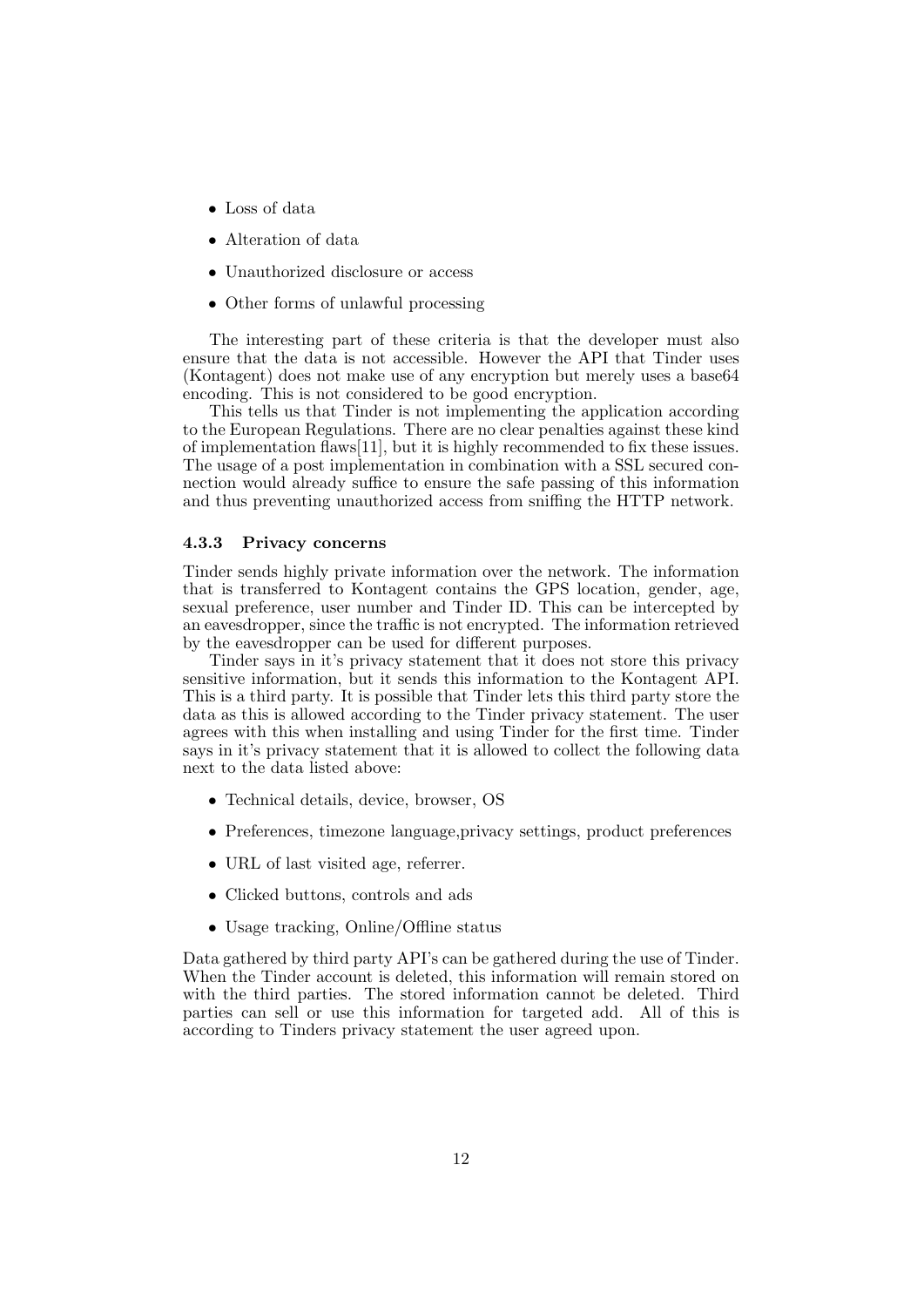- Loss of data
- Alteration of data
- Unauthorized disclosure or access
- Other forms of unlawful processing

The interesting part of these criteria is that the developer must also ensure that the data is not accessible. However the API that Tinder uses (Kontagent) does not make use of any encryption but merely uses a base64 encoding. This is not considered to be good encryption.

This tells us that Tinder is not implementing the application according to the European Regulations. There are no clear penalties against these kind of implementation flaws[11], but it is highly recommended to fix these issues. The usage of a post implementation in combination with a SSL secured connection would already suffice to ensure the safe passing of this information and thus preventing unauthorized access from sniffing the HTTP network.

#### 4.3.3 Privacy concerns

Tinder sends highly private information over the network. The information that is transferred to Kontagent contains the GPS location, gender, age, sexual preference, user number and Tinder ID. This can be intercepted by an eavesdropper, since the traffic is not encrypted. The information retrieved by the eavesdropper can be used for different purposes.

Tinder says in it's privacy statement that it does not store this privacy sensitive information, but it sends this information to the Kontagent API. This is a third party. It is possible that Tinder lets this third party store the data as this is allowed according to the Tinder privacy statement. The user agrees with this when installing and using Tinder for the first time. Tinder says in it's privacy statement that it is allowed to collect the following data next to the data listed above:

- Technical details, device, browser, OS
- Preferences, timezone language,privacy settings, product preferences
- URL of last visited age, referrer.
- Clicked buttons, controls and ads
- Usage tracking, Online/Offline status

Data gathered by third party API's can be gathered during the use of Tinder. When the Tinder account is deleted, this information will remain stored on with the third parties. The stored information cannot be deleted. Third parties can sell or use this information for targeted add. All of this is according to Tinders privacy statement the user agreed upon.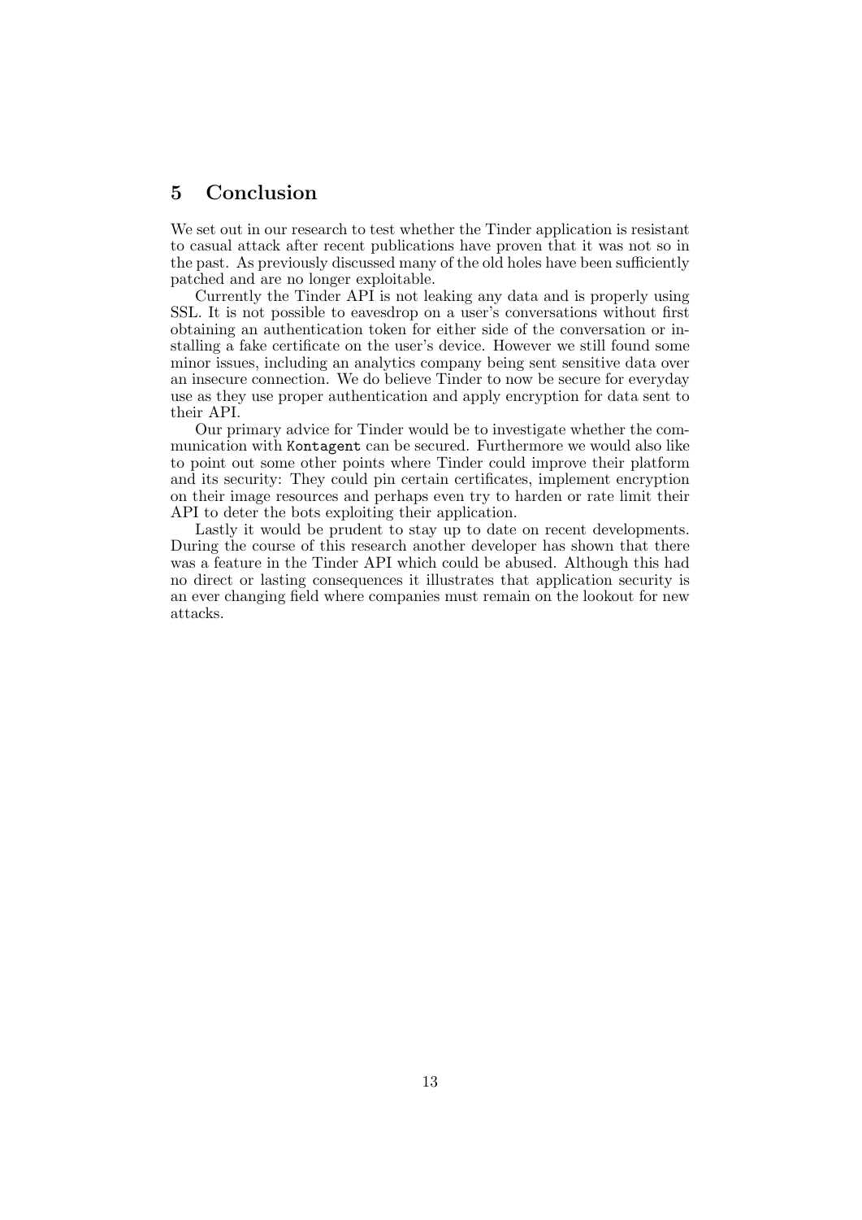# 5 Conclusion

We set out in our research to test whether the Tinder application is resistant to casual attack after recent publications have proven that it was not so in the past. As previously discussed many of the old holes have been sufficiently patched and are no longer exploitable.

Currently the Tinder API is not leaking any data and is properly using SSL. It is not possible to eavesdrop on a user's conversations without first obtaining an authentication token for either side of the conversation or installing a fake certificate on the user's device. However we still found some minor issues, including an analytics company being sent sensitive data over an insecure connection. We do believe Tinder to now be secure for everyday use as they use proper authentication and apply encryption for data sent to their API.

Our primary advice for Tinder would be to investigate whether the communication with `Kontagent` can be secured. Furthermore we would also like to point out some other points where Tinder could improve their platform and its security: They could pin certain certificates, implement encryption on their image resources and perhaps even try to harden or rate limit their API to deter the bots exploiting their application.

Lastly it would be prudent to stay up to date on recent developments. During the course of this research another developer has shown that there was a feature in the Tinder API which could be abused. Although this had no direct or lasting consequences it illustrates that application security is an ever changing field where companies must remain on the lookout for new attacks.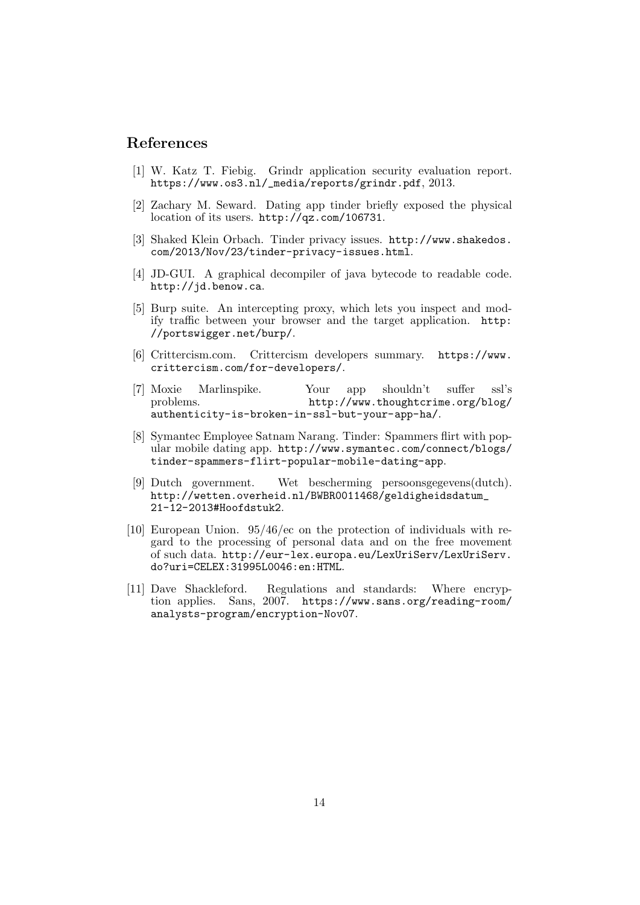# References

[1] W. Katz T. Fiebig. Grindr application security evaluation report. https://www.os3.nl/_media/reports/grindr.pdf, 2013.

[2] Zachary M. Seward. Dating app tinder briefly exposed the physical location of its users. http://qz.com/106731.

[3] Shaked Klein Orbach. Tinder privacy issues. http://www.shakedos.com/2013/Nov/23/tinder-privacy-issues.html.

[4] JD-GUI. A graphical decompiler of java bytecode to readable code. http://jd.benow.ca.

[5] Burp suite. An intercepting proxy, which lets you inspect and modify traffic between your browser and the target application. http://portswigger.net/burp/.

[6] Crittercism.com. Crittercism developers summary. https://www.crittercism.com/for-developers/.

[7] Moxie Marlinspike. Your app shouldn't suffer ssl's problems. http://www.thoughtcrime.org/blog/authenticity-is-broken-in-ssl-but-your-app-ha/.

[8] Symantec Employee Satnam Narang. Tinder: Spammers flirt with popular mobile dating app. http://www.symantec.com/connect/blogs/tinder-spammers-flirt-popular-mobile-dating-app.

[9] Dutch government. Wet bescherming persoonsgegevens(dutch). http://wetten.overheid.nl/BWBR0011468/geldigheidsdatum_21-12-2013#Hoofdstuk2.

[10] European Union. 95/46/ec on the protection of individuals with regard to the processing of personal data and on the free movement of such data. http://eur-lex.europa.eu/LexUriServ/LexUriServ.do?uri=CELEX:31995L0046:en:HTML.

[11] Dave Shackleford. Regulations and standards: Where encryption applies. Sans, 2007. https://www.sans.org/reading-room/analysts-program/encryption-Nov07.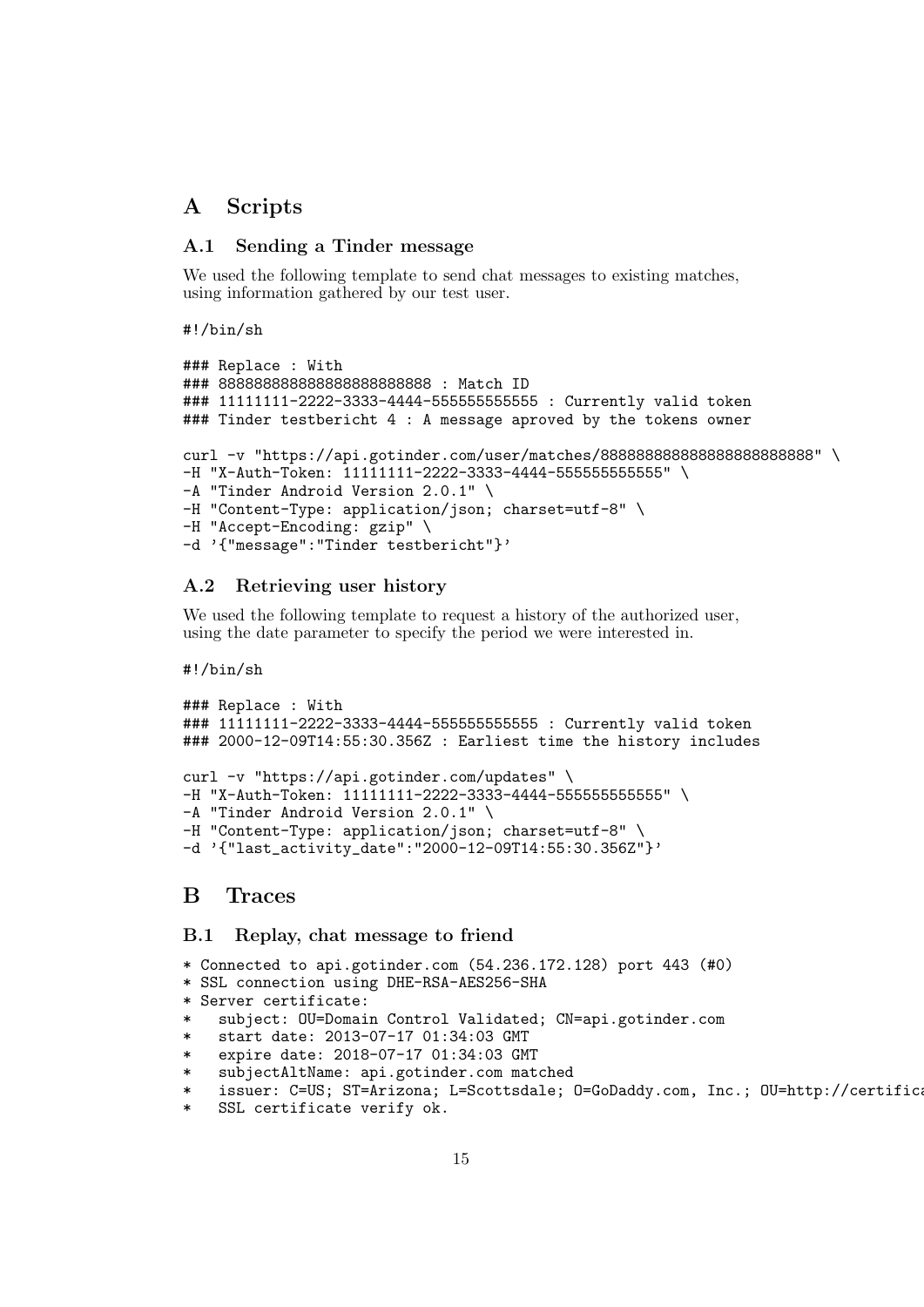# A Scripts

## A.1 Sending a Tinder message

We used the following template to send chat messages to existing matches, using information gathered by our test user.

```
#!/bin/sh

### Replace : With
### 888888888888888888888888 : Match ID
### 11111111-2222-3333-4444-555555555555 : Currently valid token
### Tinder testbericht 4 : A message aproved by the tokens owner

curl -v "https://api.gotinder.com/user/matches/888888888888888888888888" \
-H "X-Auth-Token: 11111111-2222-3333-4444-555555555555" \
-A "Tinder Android Version 2.0.1" \
-H "Content-Type: application/json; charset=utf-8" \
-H "Accept-Encoding: gzip" \
-d '{"message":"Tinder testbericht"}'
```

## A.2 Retrieving user history

We used the following template to request a history of the authorized user, using the date parameter to specify the period we were interested in.

```
#!/bin/sh

### Replace : With
### 11111111-2222-3333-4444-555555555555 : Currently valid token
### 2000-12-09T14:55:30.356Z : Earliest time the history includes

curl -v "https://api.gotinder.com/updates" \
-H "X-Auth-Token: 11111111-2222-3333-4444-555555555555" \
-A "Tinder Android Version 2.0.1" \
-H "Content-Type: application/json; charset=utf-8" \
-d '{"last_activity_date":"2000-12-09T14:55:30.356Z"}'
```

# B Traces

## B.1 Replay, chat message to friend

```
* Connected to api.gotinder.com (54.236.172.128) port 443 (#0)
* SSL connection using DHE-RSA-AES256-SHA
* Server certificate:
*   subject: OU=Domain Control Validated; CN=api.gotinder.com
*   start date: 2013-07-17 01:34:03 GMT
*   expire date: 2018-07-17 01:34:03 GMT
*   subjectAltName: api.gotinder.com matched
*   issuer: C=US; ST=Arizona; L=Scottsdale; O=GoDaddy.com, Inc.; OU=http://certifica
*   SSL certificate verify ok.
```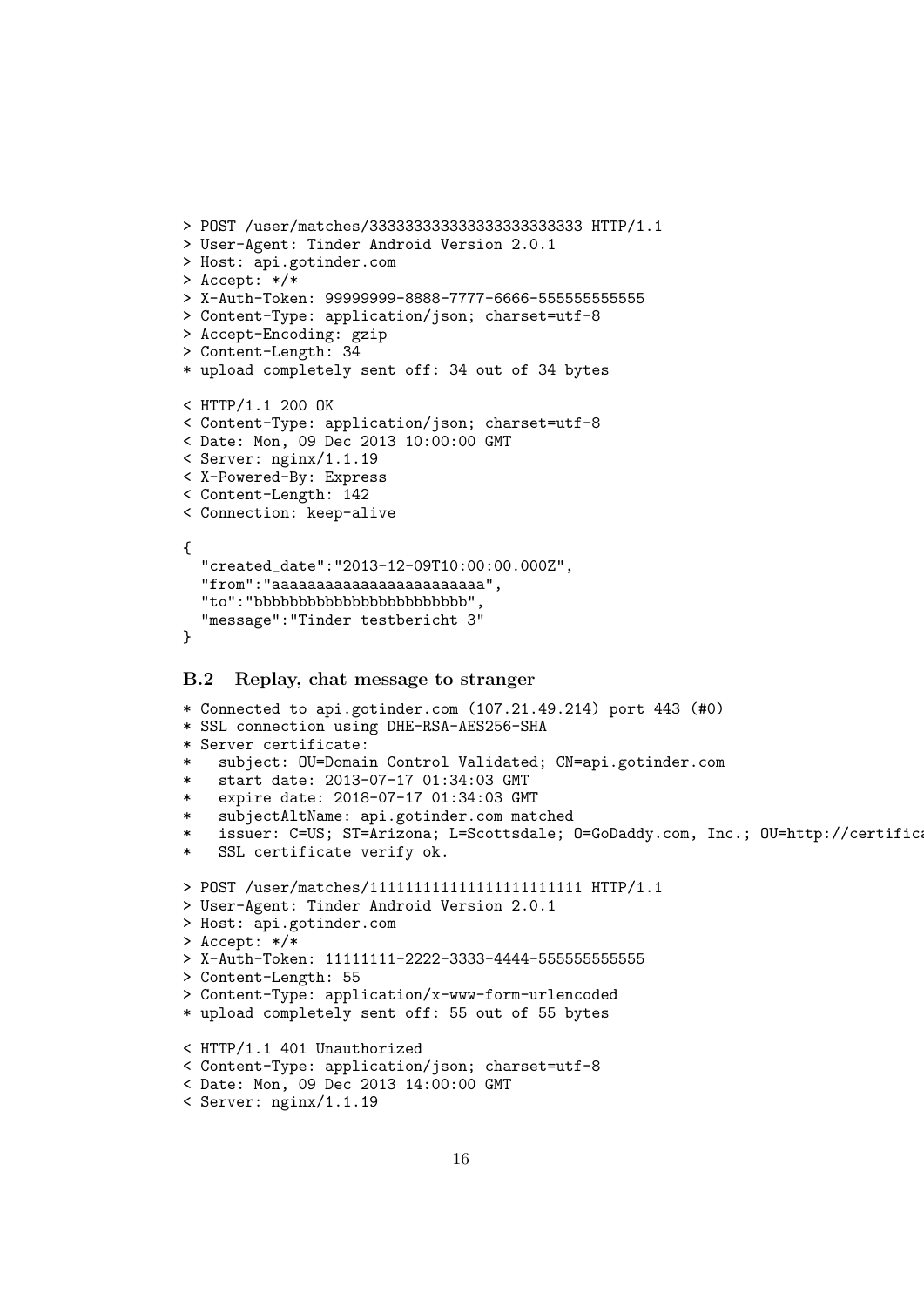```
> POST /user/matches/333333333333333333333333 HTTP/1.1
> User-Agent: Tinder Android Version 2.0.1
> Host: api.gotinder.com
> Accept: */*
> X-Auth-Token: 99999999-8888-7777-6666-555555555555
> Content-Type: application/json; charset=utf-8
> Accept-Encoding: gzip
> Content-Length: 34
* upload completely sent off: 34 out of 34 bytes

< HTTP/1.1 200 OK
< Content-Type: application/json; charset=utf-8
< Date: Mon, 09 Dec 2013 10:00:00 GMT
< Server: nginx/1.1.19
< X-Powered-By: Express
< Content-Length: 142
< Connection: keep-alive

{
  "created_date":"2013-12-09T10:00:00.000Z",
  "from":"aaaaaaaaaaaaaaaaaaaaaaaa",
  "to":"bbbbbbbbbbbbbbbbbbbbbbbb",
  "message":"Tinder testbericht 3"
}
```

### B.2 Replay, chat message to stranger

```
* Connected to api.gotinder.com (107.21.49.214) port 443 (#0)
* SSL connection using DHE-RSA-AES256-SHA
* Server certificate:
*   subject: OU=Domain Control Validated; CN=api.gotinder.com
*   start date: 2013-07-17 01:34:03 GMT
*   expire date: 2018-07-17 01:34:03 GMT
*   subjectAltName: api.gotinder.com matched
*   issuer: C=US; ST=Arizona; L=Scottsdale; O=GoDaddy.com, Inc.; OU=http://certifica
*   SSL certificate verify ok.

> POST /user/matches/111111111111111111111111 HTTP/1.1
> User-Agent: Tinder Android Version 2.0.1
> Host: api.gotinder.com
> Accept: */*
> X-Auth-Token: 11111111-2222-3333-4444-555555555555
> Content-Length: 55
> Content-Type: application/x-www-form-urlencoded
* upload completely sent off: 55 out of 55 bytes

< HTTP/1.1 401 Unauthorized
< Content-Type: application/json; charset=utf-8
< Date: Mon, 09 Dec 2013 14:00:00 GMT
< Server: nginx/1.1.19
```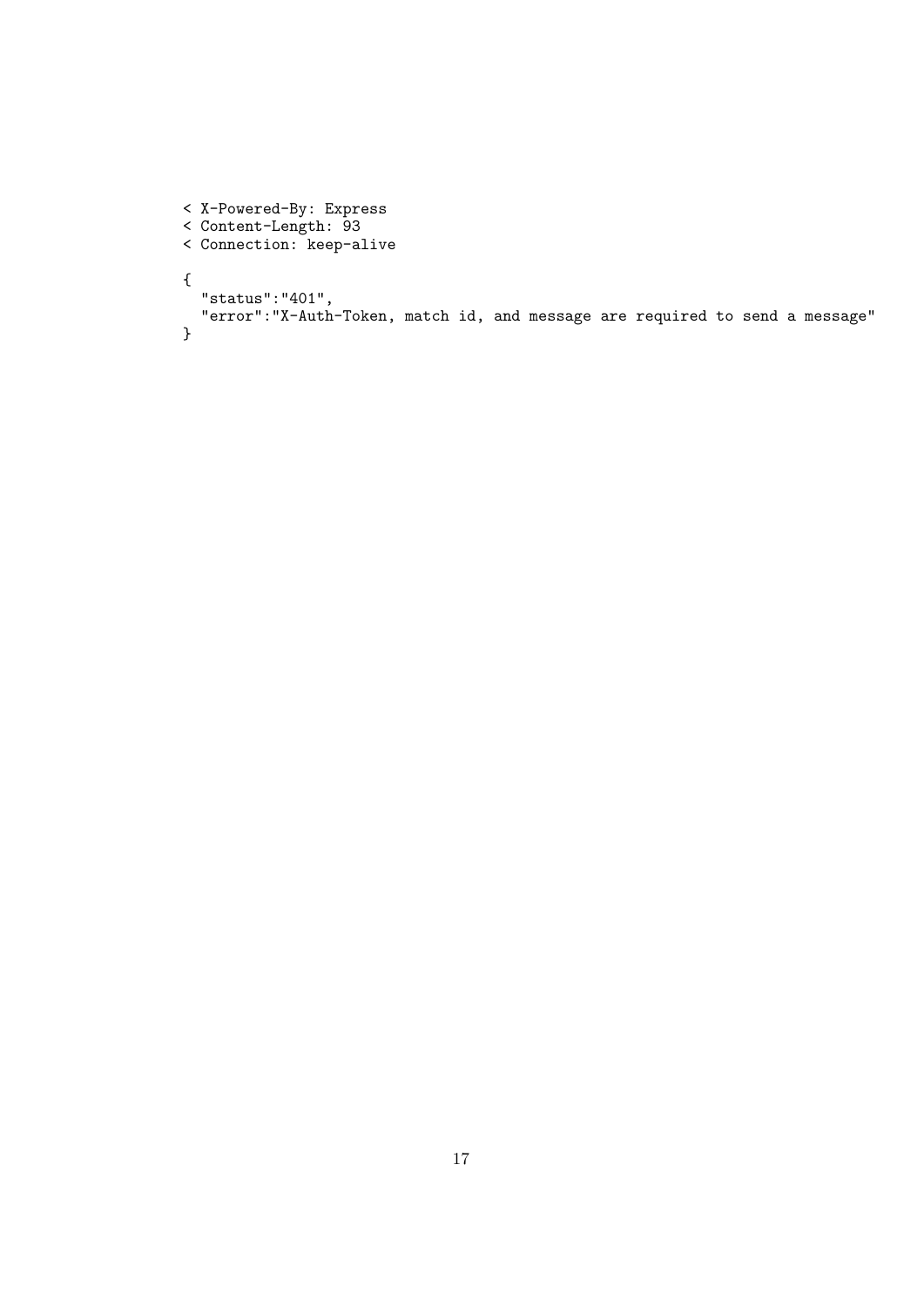```
< X-Powered-By: Express
< Content-Length: 93
< Connection: keep-alive

{
  "status":"401",
  "error":"X-Auth-Token, match id, and message are required to send a message"
}
```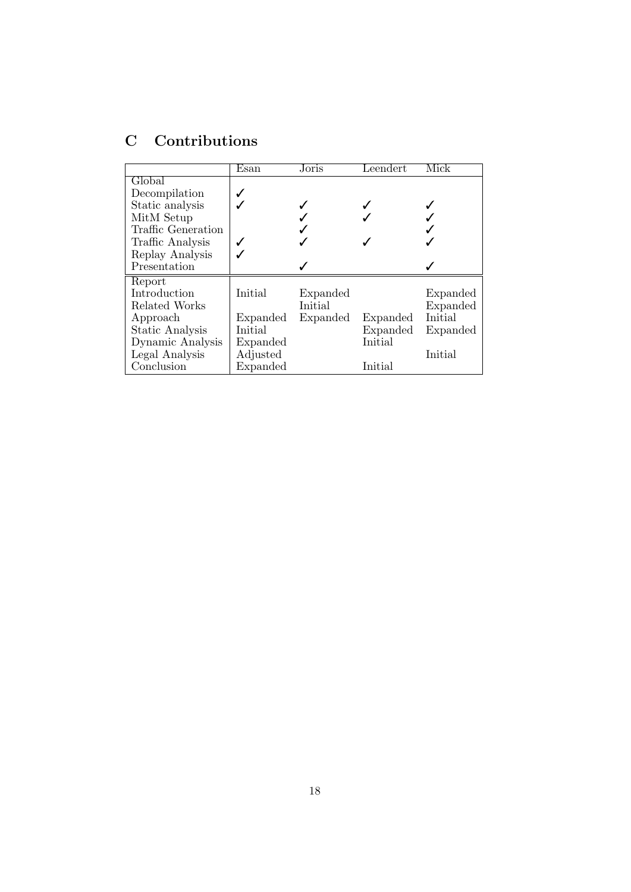## C Contributions

| | Esan | Joris | Leendert | Mick |
|---|---|---|---|---|
| Global | | | | |
| Decompilation | ✓ | | | |
| Static analysis | ✓ | ✓ | ✓ | ✓ |
| MitM Setup | | ✓ | ✓ | ✓ |
| Traffic Generation | | ✓ | | ✓ |
| Traffic Analysis | ✓ | ✓ | ✓ | ✓ |
| Replay Analysis | ✓ | | | |
| Presentation | | ✓ | | ✓ |
| Report | | | | |
| Introduction | Initial | Expanded | | Expanded |
| Related Works | | Initial | | Expanded |
| Approach | Expanded | Expanded | Expanded | Initial |
| Static Analysis | Initial | | Expanded | Expanded |
| Dynamic Analysis | Expanded | | Initial | |
| Legal Analysis | Adjusted | | | Initial |
| Conclusion | Expanded | | Initial | |